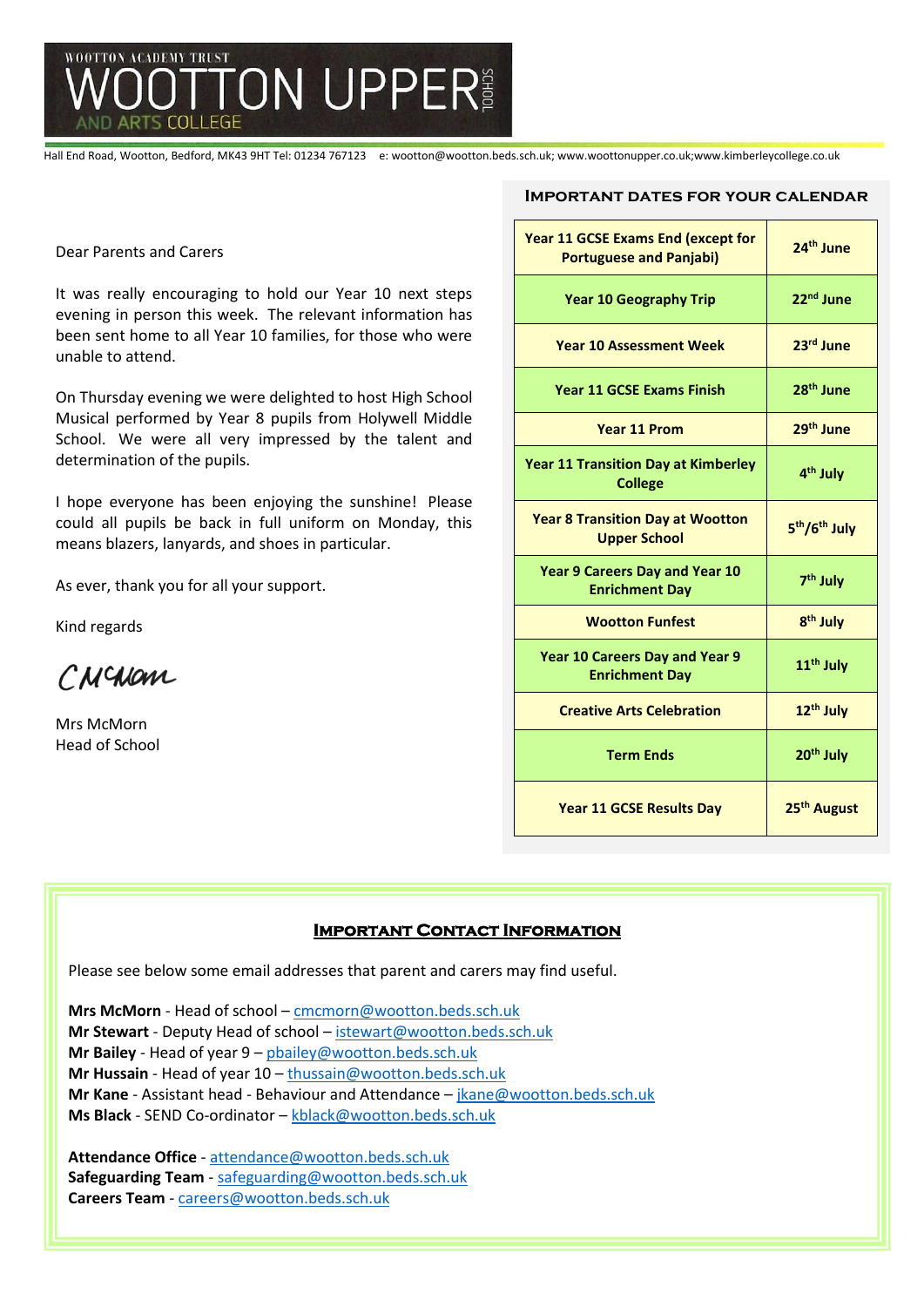# WOOTTON ACADEMY TRUST
# WOOTTON UPPER SCHOOL AND ARTS COLLEGE

Hall End Road, Wootton, Bedford, MK43 9HT Tel: 01234 767123 e: wootton@wootton.beds.sch.uk; www.woottonupper.co.uk;www.kimberleycollege.co.uk

Dear Parents and Carers

It was really encouraging to hold our Year 10 next steps evening in person this week. The relevant information has been sent home to all Year 10 families, for those who were unable to attend.

On Thursday evening we were delighted to host High School Musical performed by Year 8 pupils from Holywell Middle School. We were all very impressed by the talent and determination of the pupils.

I hope everyone has been enjoying the sunshine! Please could all pupils be back in full uniform on Monday, this means blazers, lanyards, and shoes in particular.

As ever, thank you for all your support.

Kind regards

CMcMorn

Mrs McMorn
Head of School

## Important Dates for Your Calendar

| Event | Date |
|---|---|
| **Year 11 GCSE Exams End (except for Portuguese and Panjabi)** | **24th June** |
| **Year 10 Geography Trip** | **22nd June** |
| **Year 10 Assessment Week** | **23rd June** |
| **Year 11 GCSE Exams Finish** | **28th June** |
| **Year 11 Prom** | **29th June** |
| **Year 11 Transition Day at Kimberley College** | **4th July** |
| **Year 8 Transition Day at Wootton Upper School** | **5th/6th July** |
| **Year 9 Careers Day and Year 10 Enrichment Day** | **7th July** |
| **Wootton Funfest** | **8th July** |
| **Year 10 Careers Day and Year 9 Enrichment Day** | **11th July** |
| **Creative Arts Celebration** | **12th July** |
| **Term Ends** | **20th July** |
| **Year 11 GCSE Results Day** | **25th August** |

## Important Contact Information

Please see below some email addresses that parent and carers may find useful.

**Mrs McMorn** - Head of school – cmcmorn@wootton.beds.sch.uk
**Mr Stewart** - Deputy Head of school – istewart@wootton.beds.sch.uk
**Mr Bailey** - Head of year 9 – pbailey@wootton.beds.sch.uk
**Mr Hussain** - Head of year 10 – thussain@wootton.beds.sch.uk
**Mr Kane** - Assistant head - Behaviour and Attendance – jkane@wootton.beds.sch.uk
**Ms Black** - SEND Co-ordinator – kblack@wootton.beds.sch.uk

**Attendance Office** - attendance@wootton.beds.sch.uk
**Safeguarding Team** - safeguarding@wootton.beds.sch.uk
**Careers Team** - careers@wootton.beds.sch.uk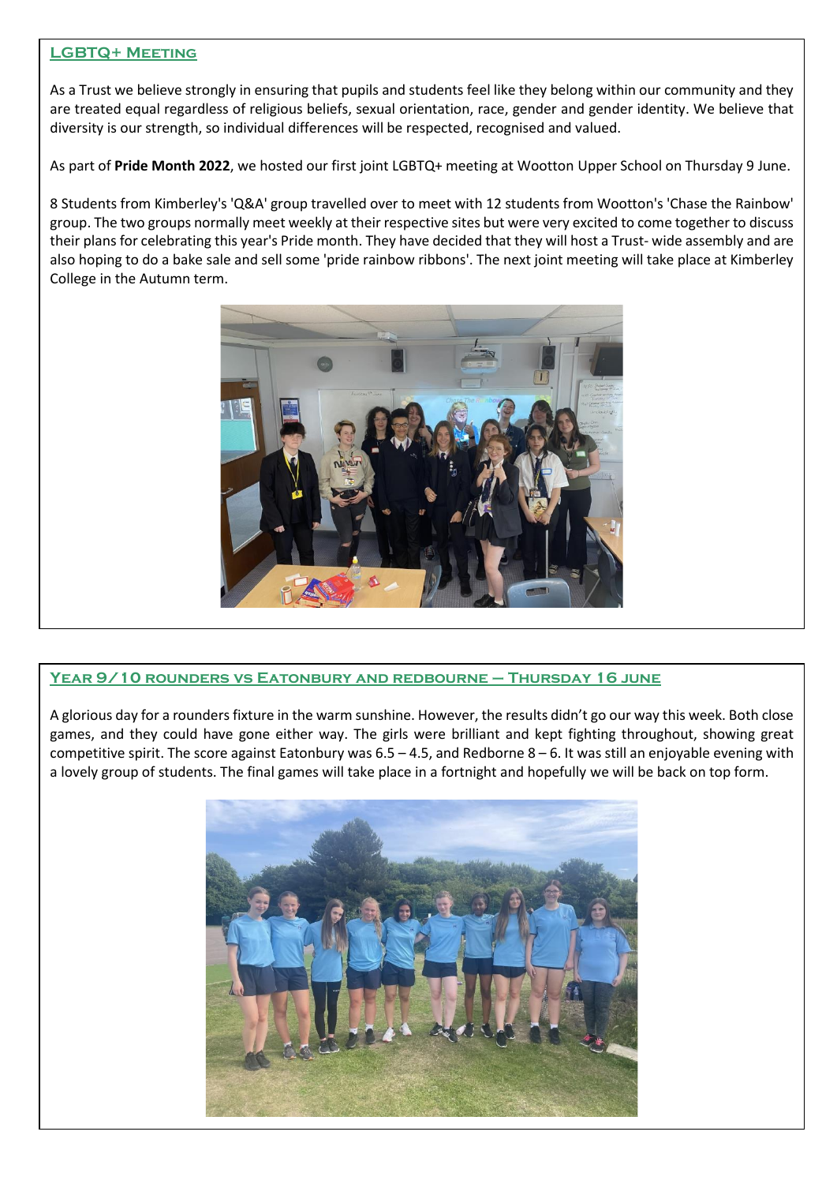## LGBTQ+ Meeting

As a Trust we believe strongly in ensuring that pupils and students feel like they belong within our community and they are treated equal regardless of religious beliefs, sexual orientation, race, gender and gender identity. We believe that diversity is our strength, so individual differences will be respected, recognised and valued.

As part of **Pride Month 2022**, we hosted our first joint LGBTQ+ meeting at Wootton Upper School on Thursday 9 June.

8 Students from Kimberley's 'Q&A' group travelled over to meet with 12 students from Wootton's 'Chase the Rainbow' group. The two groups normally meet weekly at their respective sites but were very excited to come together to discuss their plans for celebrating this year's Pride month. They have decided that they will host a Trust- wide assembly and are also hoping to do a bake sale and sell some 'pride rainbow ribbons'. The next joint meeting will take place at Kimberley College in the Autumn term.

## Year 9/10 rounders vs Eatonbury and redbourne – Thursday 16 june

A glorious day for a rounders fixture in the warm sunshine. However, the results didn't go our way this week. Both close games, and they could have gone either way. The girls were brilliant and kept fighting throughout, showing great competitive spirit. The score against Eatonbury was 6.5 – 4.5, and Redborne 8 – 6. It was still an enjoyable evening with a lovely group of students. The final games will take place in a fortnight and hopefully we will be back on top form.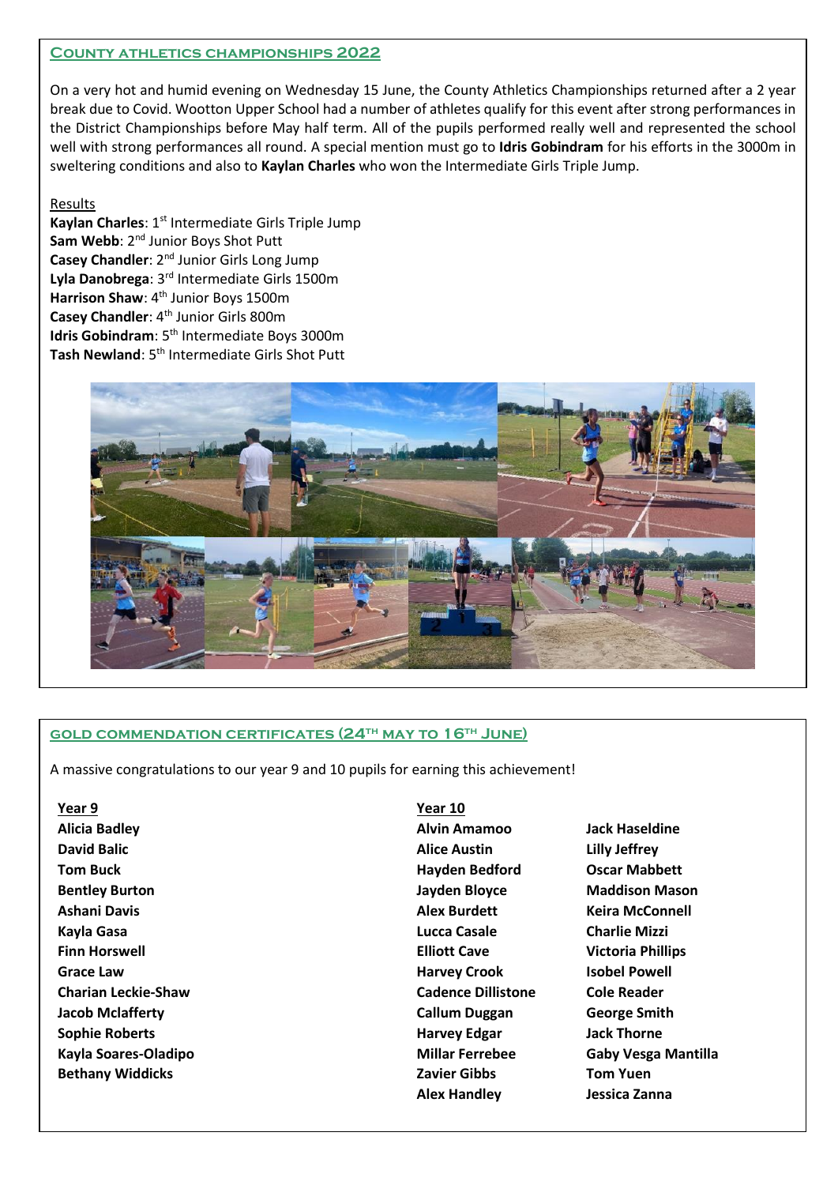## County athletics championships 2022

On a very hot and humid evening on Wednesday 15 June, the County Athletics Championships returned after a 2 year break due to Covid. Wootton Upper School had a number of athletes qualify for this event after strong performances in the District Championships before May half term. All of the pupils performed really well and represented the school well with strong performances all round. A special mention must go to **Idris Gobindram** for his efforts in the 3000m in sweltering conditions and also to **Kaylan Charles** who won the Intermediate Girls Triple Jump.

Results

**Kaylan Charles**: 1st Intermediate Girls Triple Jump
**Sam Webb**: 2nd Junior Boys Shot Putt
**Casey Chandler**: 2nd Junior Girls Long Jump
**Lyla Danobrega**: 3rd Intermediate Girls 1500m
**Harrison Shaw**: 4th Junior Boys 1500m
**Casey Chandler**: 4th Junior Girls 800m
**Idris Gobindram**: 5th Intermediate Boys 3000m
**Tash Newland**: 5th Intermediate Girls Shot Putt

## Gold commendation certificates (24th May to 16th June)

A massive congratulations to our year 9 and 10 pupils for earning this achievement!

**Year 9**

**Alicia Badley**
**David Balic**
**Tom Buck**
**Bentley Burton**
**Ashani Davis**
**Kayla Gasa**
**Finn Horswell**
**Grace Law**
**Charian Leckie-Shaw**
**Jacob Mclafferty**
**Sophie Roberts**
**Kayla Soares-Oladipo**
**Bethany Widdicks**

**Year 10**

**Alvin Amamoo**
**Alice Austin**
**Hayden Bedford**
**Jayden Bloyce**
**Alex Burdett**
**Lucca Casale**
**Elliott Cave**
**Harvey Crook**
**Cadence Dillistone**
**Callum Duggan**
**Harvey Edgar**
**Millar Ferrebee**
**Zavier Gibbs**
**Alex Handley**
**Jack Haseldine**
**Lilly Jeffrey**
**Oscar Mabbett**
**Maddison Mason**
**Keira McConnell**
**Charlie Mizzi**
**Victoria Phillips**
**Isobel Powell**
**Cole Reader**
**George Smith**
**Jack Thorne**
**Gaby Vesga Mantilla**
**Tom Yuen**
**Jessica Zanna**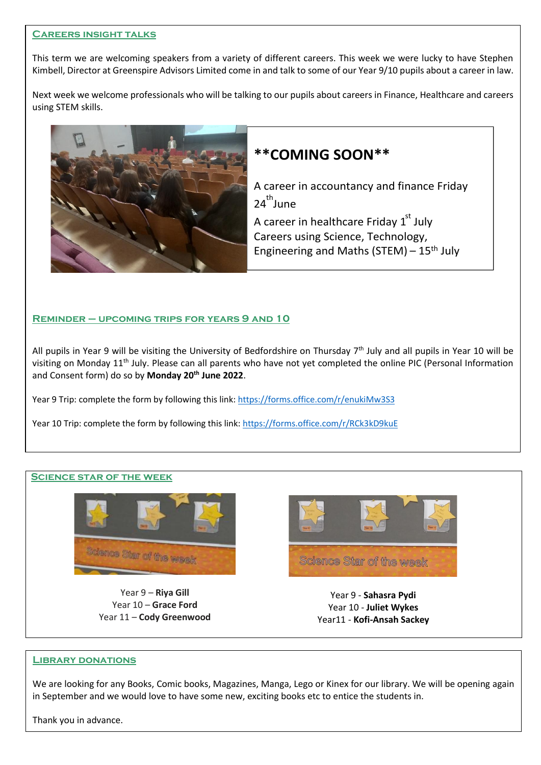## Careers Insight Talks

This term we are welcoming speakers from a variety of different careers. This week we were lucky to have Stephen Kimbell, Director at Greenspire Advisors Limited come in and talk to some of our Year 9/10 pupils about a career in law.

Next week we welcome professionals who will be talking to our pupils about careers in Finance, Healthcare and careers using STEM skills.

**\*\*COMING SOON\*\***

A career in accountancy and finance Friday 24th June

A career in healthcare Friday 1st July

Careers using Science, Technology, Engineering and Maths (STEM) – 15th July

## Reminder – Upcoming Trips for Years 9 and 10

All pupils in Year 9 will be visiting the University of Bedfordshire on Thursday 7th July and all pupils in Year 10 will be visiting on Monday 11th July. Please can all parents who have not yet completed the online PIC (Personal Information and Consent form) do so by **Monday 20th June 2022**.

Year 9 Trip: complete the form by following this link: https://forms.office.com/r/enukiMw3S3

Year 10 Trip: complete the form by following this link: https://forms.office.com/r/RCk3kD9kuE

## Science Star of the Week

Year 9 – **Riya Gill**
Year 10 – **Grace Ford**
Year 11 – **Cody Greenwood**

Year 9 - **Sahasra Pydi**
Year 10 - **Juliet Wykes**
Year11 - **Kofi-Ansah Sackey**

## Library Donations

We are looking for any Books, Comic books, Magazines, Manga, Lego or Kinex for our library. We will be opening again in September and we would love to have some new, exciting books etc to entice the students in.

Thank you in advance.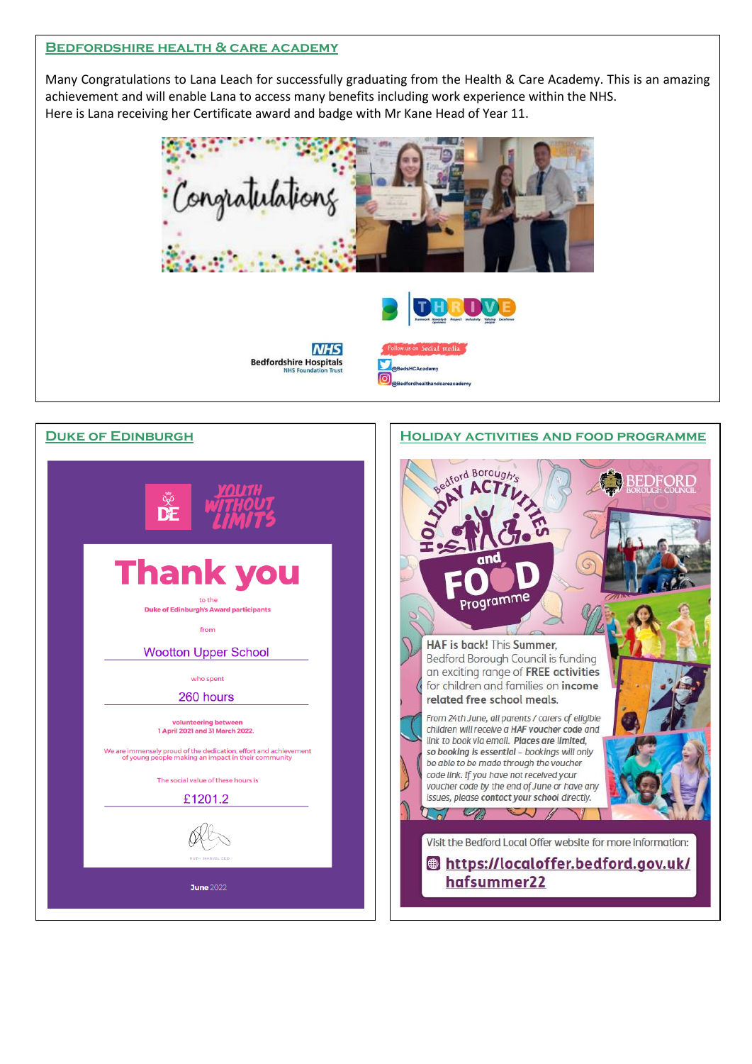## Bedfordshire Health & Care Academy

Many Congratulations to Lana Leach for successfully graduating from the Health & Care Academy. This is an amazing achievement and will enable Lana to access many benefits including work experience within the NHS.
Here is Lana receiving her Certificate award and badge with Mr Kane Head of Year 11.

Congratulations

THRIVE

NHS
Bedfordshire Hospitals
NHS Foundation Trust

Follow us on Social media
@BedsHCAcademy
@Bedfordhealthandcareacademy

## Duke of Edinburgh

DE YOUTH WITHOUT LIMITS

**Thank you**

to the
Duke of Edinburgh's Award participants

from

Wootton Upper School

who spent

260 hours

volunteering between
1 April 2021 and 31 March 2022.

We are immensely proud of the dedication, effort and achievement of young people making an impact in their community

The social value of these hours is

£1201.2

RUTH MARVEL CEO

**June** 2022

## Holiday Activities and Food Programme

Bedford Borough's HOLIDAY ACTIVITIES and FOOD Programme

BEDFORD BOROUGH COUNCIL

**HAF is back!** This **Summer**, Bedford Borough Council is funding an exciting range of **FREE activities** for children and families on **income related free** school **meals**.

*From 24th June, all parents / carers of eligible children will receive a HAF voucher code and link to book via email. **Places are limited, so booking is essential** – bookings will only be able to be made through the voucher code link. If you have not received your voucher code by the end of June or have any issues, please **contact your school** directly.*

Visit the Bedford Local Offer website for more information:

**https://localoffer.bedford.gov.uk/hafsummer22**